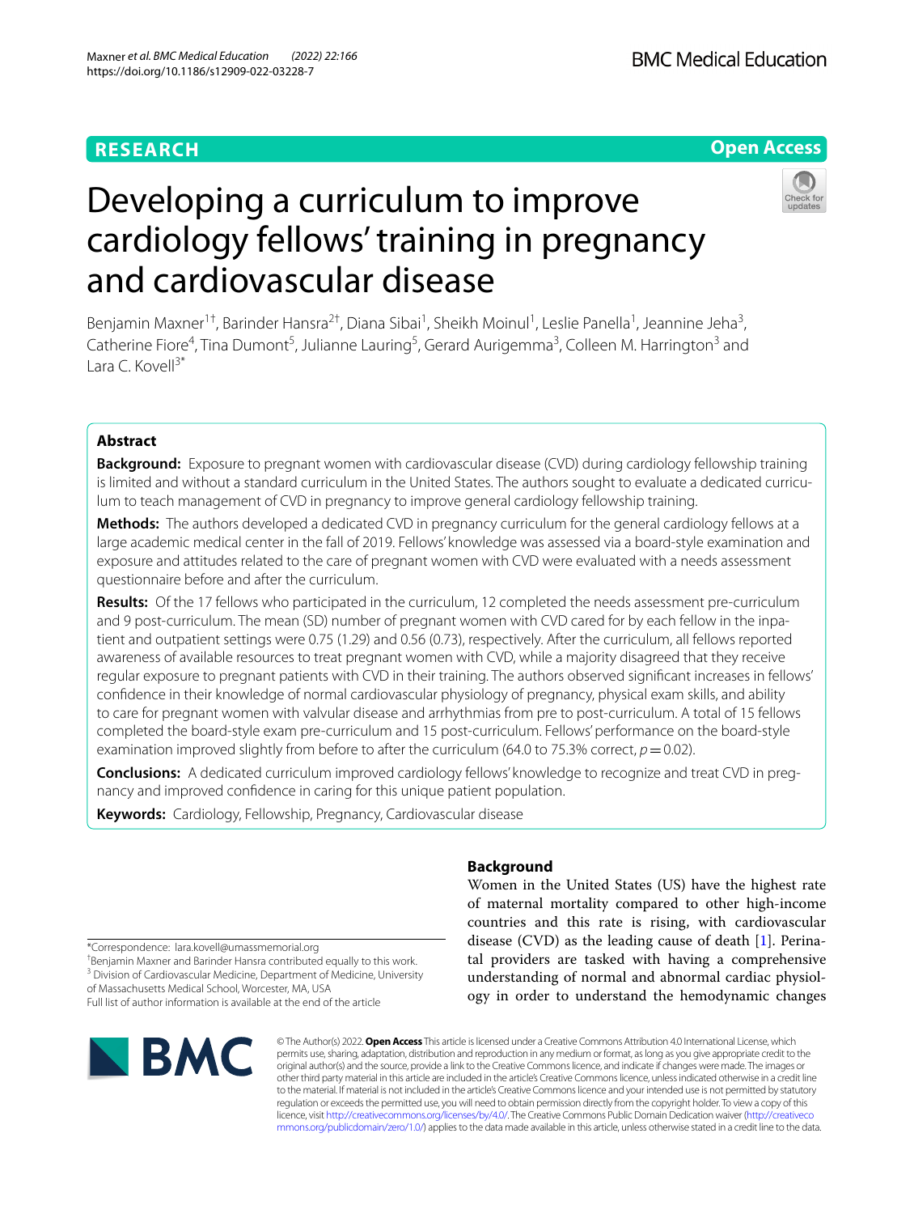# Developing a curriculum to improve cardiology fellows' training in pregnancy and cardiovascular disease

Benjamin Maxner[1†], Barinder Hansra[2†], Diana Sibai[1], Sheikh Moinul[1], Leslie Panella[1], Jeannine Jeha[3], Catherine Fiore[4], Tina Dumont[5], Julianne Lauring[5], Gerard Aurigemma[3], Colleen M. Harrington[3] and Lara C. Kovell[3*]

## Abstract

**Background:** Exposure to pregnant women with cardiovascular disease (CVD) during cardiology fellowship training is limited and without a standard curriculum in the United States. The authors sought to evaluate a dedicated curriculum to teach management of CVD in pregnancy to improve general cardiology fellowship training.

**Methods:** The authors developed a dedicated CVD in pregnancy curriculum for the general cardiology fellows at a large academic medical center in the fall of 2019. Fellows' knowledge was assessed via a board-style examination and exposure and attitudes related to the care of pregnant women with CVD were evaluated with a needs assessment questionnaire before and after the curriculum.

**Results:** Of the 17 fellows who participated in the curriculum, 12 completed the needs assessment pre-curriculum and 9 post-curriculum. The mean (SD) number of pregnant women with CVD cared for by each fellow in the inpatient and outpatient settings were 0.75 (1.29) and 0.56 (0.73), respectively. After the curriculum, all fellows reported awareness of available resources to treat pregnant women with CVD, while a majority disagreed that they receive regular exposure to pregnant patients with CVD in their training. The authors observed significant increases in fellows' confidence in their knowledge of normal cardiovascular physiology of pregnancy, physical exam skills, and ability to care for pregnant women with valvular disease and arrhythmias from pre to post-curriculum. A total of 15 fellows completed the board-style exam pre-curriculum and 15 post-curriculum. Fellows' performance on the board-style examination improved slightly from before to after the curriculum (64.0 to 75.3% correct, $p = 0.02$).

**Conclusions:** A dedicated curriculum improved cardiology fellows' knowledge to recognize and treat CVD in pregnancy and improved confidence in caring for this unique patient population.

**Keywords:** Cardiology, Fellowship, Pregnancy, Cardiovascular disease

## Background

Women in the United States (US) have the highest rate of maternal mortality compared to other high-income countries and this rate is rising, with cardiovascular disease (CVD) as the leading cause of death [1]. Perinatal providers are tasked with having a comprehensive understanding of normal and abnormal cardiac physiology in order to understand the hemodynamic changes

*Correspondence: lara.kovell@umassmemorial.org

†Benjamin Maxner and Barinder Hansra contributed equally to this work.

[3] Division of Cardiovascular Medicine, Department of Medicine, University of Massachusetts Medical School, Worcester, MA, USA

Full list of author information is available at the end of the article

© The Author(s) 2022. **Open Access** This article is licensed under a Creative Commons Attribution 4.0 International License, which permits use, sharing, adaptation, distribution and reproduction in any medium or format, as long as you give appropriate credit to the original author(s) and the source, provide a link to the Creative Commons licence, and indicate if changes were made. The images or other third party material in this article are included in the article's Creative Commons licence, unless indicated otherwise in a credit line to the material. If material is not included in the article's Creative Commons licence and your intended use is not permitted by statutory regulation or exceeds the permitted use, you will need to obtain permission directly from the copyright holder. To view a copy of this licence, visit http://creativecommons.org/licenses/by/4.0/. The Creative Commons Public Domain Dedication waiver (http://creativecommons.org/publicdomain/zero/1.0/) applies to the data made available in this article, unless otherwise stated in a credit line to the data.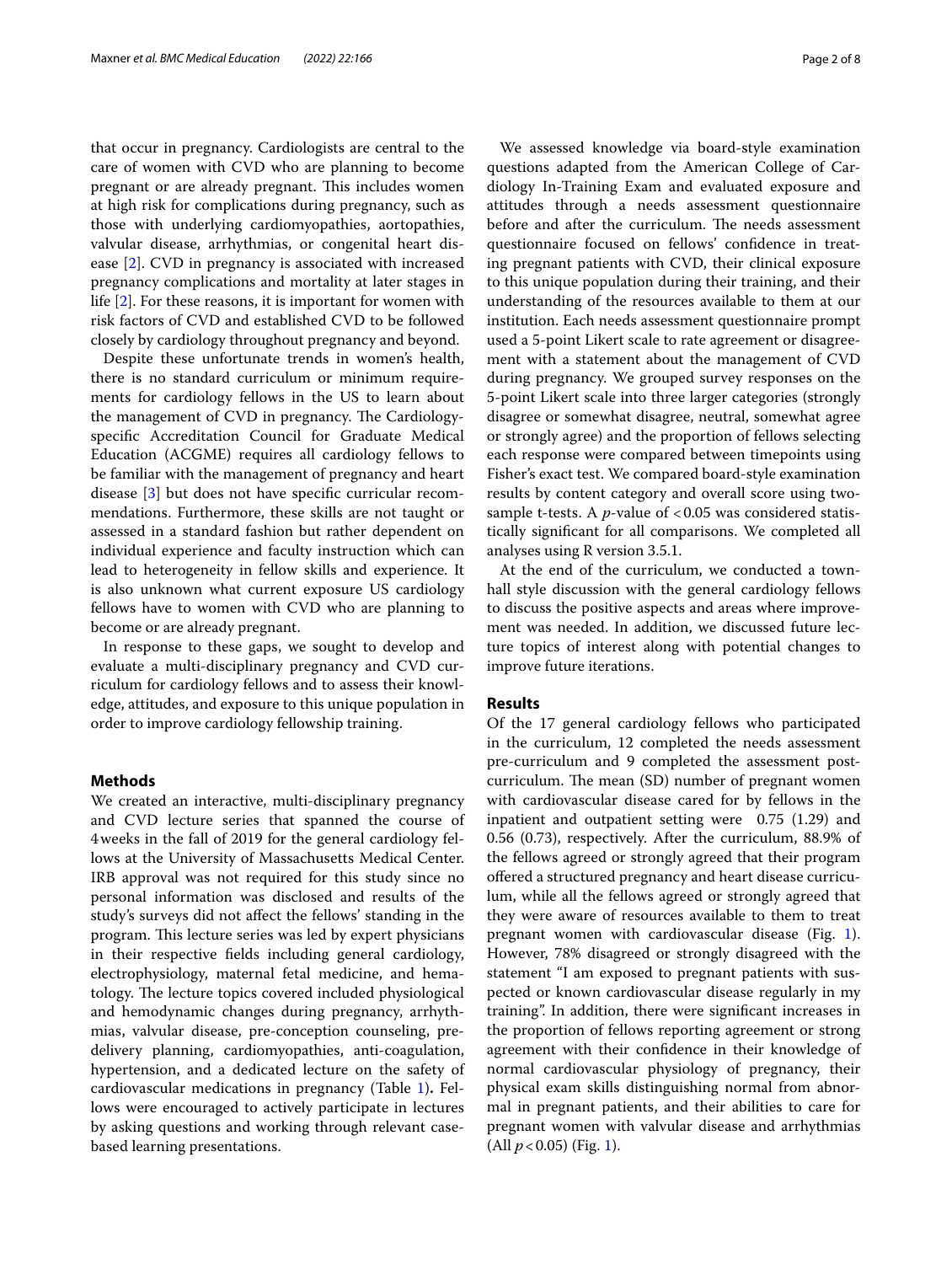that occur in pregnancy. Cardiologists are central to the care of women with CVD who are planning to become pregnant or are already pregnant. This includes women at high risk for complications during pregnancy, such as those with underlying cardiomyopathies, aortopathies, valvular disease, arrhythmias, or congenital heart disease [2]. CVD in pregnancy is associated with increased pregnancy complications and mortality at later stages in life [2]. For these reasons, it is important for women with risk factors of CVD and established CVD to be followed closely by cardiology throughout pregnancy and beyond.

Despite these unfortunate trends in women's health, there is no standard curriculum or minimum requirements for cardiology fellows in the US to learn about the management of CVD in pregnancy. The Cardiology-specific Accreditation Council for Graduate Medical Education (ACGME) requires all cardiology fellows to be familiar with the management of pregnancy and heart disease [3] but does not have specific curricular recommendations. Furthermore, these skills are not taught or assessed in a standard fashion but rather dependent on individual experience and faculty instruction which can lead to heterogeneity in fellow skills and experience. It is also unknown what current exposure US cardiology fellows have to women with CVD who are planning to become or are already pregnant.

In response to these gaps, we sought to develop and evaluate a multi-disciplinary pregnancy and CVD curriculum for cardiology fellows and to assess their knowledge, attitudes, and exposure to this unique population in order to improve cardiology fellowship training.

## Methods

We created an interactive, multi-disciplinary pregnancy and CVD lecture series that spanned the course of 4 weeks in the fall of 2019 for the general cardiology fellows at the University of Massachusetts Medical Center. IRB approval was not required for this study since no personal information was disclosed and results of the study's surveys did not affect the fellows' standing in the program. This lecture series was led by expert physicians in their respective fields including general cardiology, electrophysiology, maternal fetal medicine, and hematology. The lecture topics covered included physiological and hemodynamic changes during pregnancy, arrhythmias, valvular disease, pre-conception counseling, pre-delivery planning, cardiomyopathies, anti-coagulation, hypertension, and a dedicated lecture on the safety of cardiovascular medications in pregnancy (Table 1). Fellows were encouraged to actively participate in lectures by asking questions and working through relevant case-based learning presentations.

We assessed knowledge via board-style examination questions adapted from the American College of Cardiology In-Training Exam and evaluated exposure and attitudes through a needs assessment questionnaire before and after the curriculum. The needs assessment questionnaire focused on fellows' confidence in treating pregnant patients with CVD, their clinical exposure to this unique population during their training, and their understanding of the resources available to them at our institution. Each needs assessment questionnaire prompt used a 5-point Likert scale to rate agreement or disagreement with a statement about the management of CVD during pregnancy. We grouped survey responses on the 5-point Likert scale into three larger categories (strongly disagree or somewhat disagree, neutral, somewhat agree or strongly agree) and the proportion of fellows selecting each response were compared between timepoints using Fisher's exact test. We compared board-style examination results by content category and overall score using two-sample t-tests. A *p*-value of $<0.05$ was considered statistically significant for all comparisons. We completed all analyses using R version 3.5.1.

At the end of the curriculum, we conducted a town-hall style discussion with the general cardiology fellows to discuss the positive aspects and areas where improvement was needed. In addition, we discussed future lecture topics of interest along with potential changes to improve future iterations.

## Results

Of the 17 general cardiology fellows who participated in the curriculum, 12 completed the needs assessment pre-curriculum and 9 completed the assessment post-curriculum. The mean (SD) number of pregnant women with cardiovascular disease cared for by fellows in the inpatient and outpatient setting were 0.75 (1.29) and 0.56 (0.73), respectively. After the curriculum, 88.9% of the fellows agreed or strongly agreed that their program offered a structured pregnancy and heart disease curriculum, while all the fellows agreed or strongly agreed that they were aware of resources available to them to treat pregnant women with cardiovascular disease (Fig. 1). However, 78% disagreed or strongly disagreed with the statement "I am exposed to pregnant patients with suspected or known cardiovascular disease regularly in my training". In addition, there were significant increases in the proportion of fellows reporting agreement or strong agreement with their confidence in their knowledge of normal cardiovascular physiology of pregnancy, their physical exam skills distinguishing normal from abnormal in pregnant patients, and their abilities to care for pregnant women with valvular disease and arrhythmias (All $p<0.05$) (Fig. 1).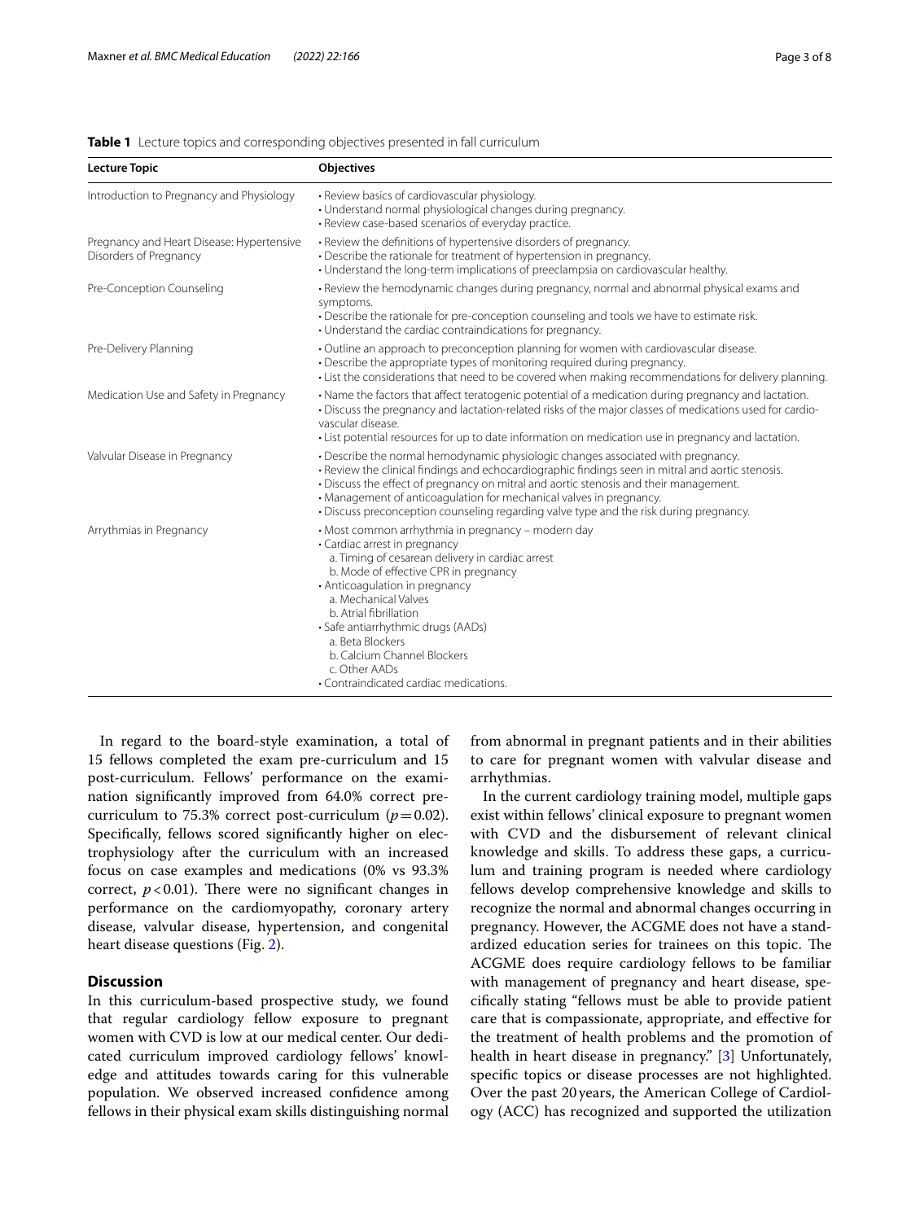**Table 1** Lecture topics and corresponding objectives presented in fall curriculum

| Lecture Topic | Objectives |
|---|---|
| Introduction to Pregnancy and Physiology | • Review basics of cardiovascular physiology.<br>• Understand normal physiological changes during pregnancy.<br>• Review case-based scenarios of everyday practice. |
| Pregnancy and Heart Disease: Hypertensive Disorders of Pregnancy | • Review the definitions of hypertensive disorders of pregnancy.<br>• Describe the rationale for treatment of hypertension in pregnancy.<br>• Understand the long-term implications of preeclampsia on cardiovascular healthy. |
| Pre-Conception Counseling | • Review the hemodynamic changes during pregnancy, normal and abnormal physical exams and symptoms.<br>• Describe the rationale for pre-conception counseling and tools we have to estimate risk.<br>• Understand the cardiac contraindications for pregnancy. |
| Pre-Delivery Planning | • Outline an approach to preconception planning for women with cardiovascular disease.<br>• Describe the appropriate types of monitoring required during pregnancy.<br>• List the considerations that need to be covered when making recommendations for delivery planning. |
| Medication Use and Safety in Pregnancy | • Name the factors that affect teratogenic potential of a medication during pregnancy and lactation.<br>• Discuss the pregnancy and lactation-related risks of the major classes of medications used for cardiovascular disease.<br>• List potential resources for up to date information on medication use in pregnancy and lactation. |
| Valvular Disease in Pregnancy | • Describe the normal hemodynamic physiologic changes associated with pregnancy.<br>• Review the clinical findings and echocardiographic findings seen in mitral and aortic stenosis.<br>• Discuss the effect of pregnancy on mitral and aortic stenosis and their management.<br>• Management of anticoagulation for mechanical valves in pregnancy.<br>• Discuss preconception counseling regarding valve type and the risk during pregnancy. |
| Arrythmias in Pregnancy | • Most common arrhythmia in pregnancy – modern day<br>• Cardiac arrest in pregnancy<br>a. Timing of cesarean delivery in cardiac arrest<br>b. Mode of effective CPR in pregnancy<br>• Anticoagulation in pregnancy<br>a. Mechanical Valves<br>b. Atrial fibrillation<br>• Safe antiarrhythmic drugs (AADs)<br>a. Beta Blockers<br>b. Calcium Channel Blockers<br>c. Other AADs<br>• Contraindicated cardiac medications. |

In regard to the board-style examination, a total of 15 fellows completed the exam pre-curriculum and 15 post-curriculum. Fellows' performance on the examination significantly improved from 64.0% correct pre-curriculum to 75.3% correct post-curriculum ($p = 0.02$). Specifically, fellows scored significantly higher on electrophysiology after the curriculum with an increased focus on case examples and medications (0% vs 93.3% correct, $p < 0.01$). There were no significant changes in performance on the cardiomyopathy, coronary artery disease, valvular disease, hypertension, and congenital heart disease questions (Fig. 2).

## Discussion

In this curriculum-based prospective study, we found that regular cardiology fellow exposure to pregnant women with CVD is low at our medical center. Our dedicated curriculum improved cardiology fellows' knowledge and attitudes towards caring for this vulnerable population. We observed increased confidence among fellows in their physical exam skills distinguishing normal from abnormal in pregnant patients and in their abilities to care for pregnant women with valvular disease and arrhythmias.

In the current cardiology training model, multiple gaps exist within fellows' clinical exposure to pregnant women with CVD and the disbursement of relevant clinical knowledge and skills. To address these gaps, a curriculum and training program is needed where cardiology fellows develop comprehensive knowledge and skills to recognize the normal and abnormal changes occurring in pregnancy. However, the ACGME does not have a standardized education series for trainees on this topic. The ACGME does require cardiology fellows to be familiar with management of pregnancy and heart disease, specifically stating "fellows must be able to provide patient care that is compassionate, appropriate, and effective for the treatment of health problems and the promotion of health in heart disease in pregnancy." [3] Unfortunately, specific topics or disease processes are not highlighted. Over the past 20 years, the American College of Cardiology (ACC) has recognized and supported the utilization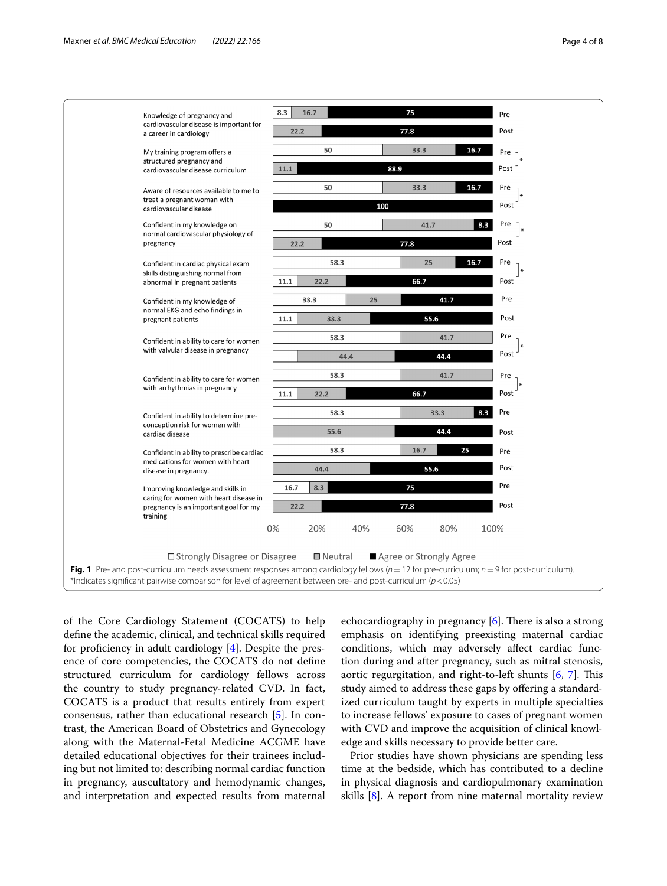| Item | Time | Strongly Disagree or Disagree (%) | Neutral (%) | Agree or Strongly Agree (%) |
|---|---|---|---|---|
| Knowledge of pregnancy and cardiovascular disease is important for a career in cardiology | Pre | 8.3 | 16.7 | 75 |
| | Post | | 22.2 | 77.8 |
| My training program offers a structured pregnancy and cardiovascular disease curriculum * | Pre | 50 | 33.3 | 16.7 |
| | Post | | 11.1 | 88.9 |
| Aware of resources available to me to treat a pregnant woman with cardiovascular disease * | Pre | 50 | 33.3 | 16.7 |
| | Post | | | 100 |
| Confident in my knowledge on normal cardiovascular physiology of pregnancy * | Pre | 50 | 41.7 | 8.3 |
| | Post | | 22.2 | 77.8 |
| Confident in cardiac physical exam skills distinguishing normal from abnormal in pregnant patients * | Pre | 58.3 | 25 | 16.7 |
| | Post | 11.1 | 22.2 | 66.7 |
| Confident in my knowledge of normal EKG and echo findings in pregnant patients | Pre | 33.3 | 25 | 41.7 |
| | Post | 11.1 | 33.3 | 55.6 |
| Confident in ability to care for women with valvular disease in pregnancy * | Pre | 58.3 | 41.7 | |
| | Post | | 44.4 | 44.4 |
| Confident in ability to care for women with arrhythmias in pregnancy * | Pre | 58.3 | 41.7 | |
| | Post | 11.1 | 22.2 | 66.7 |
| Confident in ability to determine pre-conception risk for women with cardiac disease | Pre | 58.3 | 33.3 | 8.3 |
| | Post | | 55.6 | 44.4 |
| Confident in ability to prescribe cardiac medications for women with heart disease in pregnancy. | Pre | 58.3 | 16.7 | 25 |
| | Post | | 44.4 | 55.6 |
| Improving knowledge and skills in caring for women with heart disease in pregnancy is an important goal for my training | Pre | 16.7 | 8.3 | 75 |
| | Post | | 22.2 | 77.8 |

**Fig. 1** Pre- and post-curriculum needs assessment responses among cardiology fellows ($n = 12$ for pre-curriculum; $n = 9$ for post-curriculum). *Indicates significant pairwise comparison for level of agreement between pre- and post-curriculum ($p < 0.05$)

of the Core Cardiology Statement (COCATS) to help define the academic, clinical, and technical skills required for proficiency in adult cardiology [4]. Despite the presence of core competencies, the COCATS do not define structured curriculum for cardiology fellows across the country to study pregnancy-related CVD. In fact, COCATS is a product that results entirely from expert consensus, rather than educational research [5]. In contrast, the American Board of Obstetrics and Gynecology along with the Maternal-Fetal Medicine ACGME have detailed educational objectives for their trainees including but not limited to: describing normal cardiac function in pregnancy, auscultatory and hemodynamic changes, and interpretation and expected results from maternal echocardiography in pregnancy [6]. There is also a strong emphasis on identifying preexisting maternal cardiac conditions, which may adversely affect cardiac function during and after pregnancy, such as mitral stenosis, aortic regurgitation, and right-to-left shunts [6, 7]. This study aimed to address these gaps by offering a standardized curriculum taught by experts in multiple specialties to increase fellows' exposure to cases of pregnant women with CVD and improve the acquisition of clinical knowledge and skills necessary to provide better care.

Prior studies have shown physicians are spending less time at the bedside, which has contributed to a decline in physical diagnosis and cardiopulmonary examination skills [8]. A report from nine maternal mortality review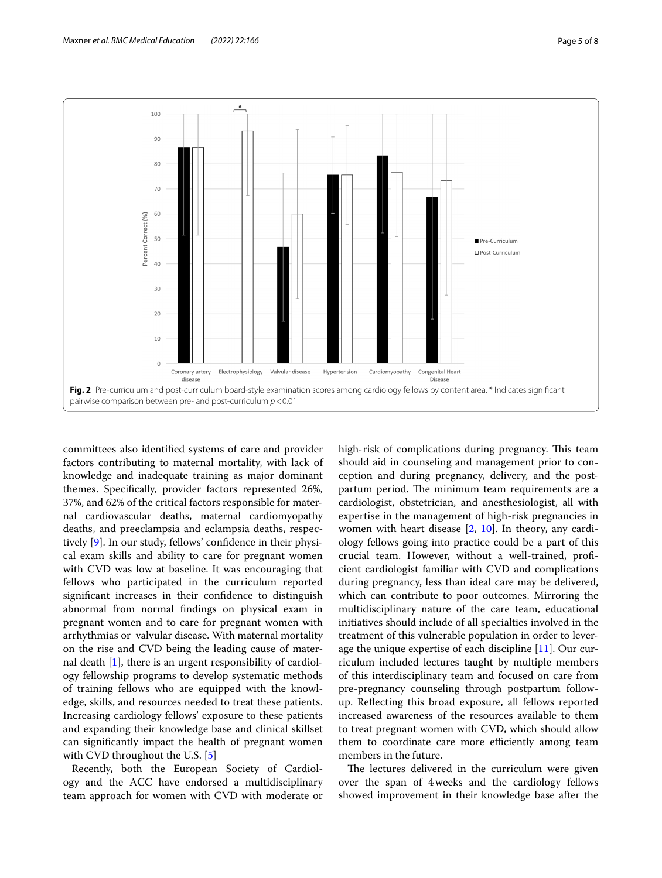**Fig. 2** Pre-curriculum and post-curriculum board-style examination scores among cardiology fellows by content area. * Indicates significant pairwise comparison between pre- and post-curriculum $p < 0.01$

committees also identified systems of care and provider factors contributing to maternal mortality, with lack of knowledge and inadequate training as major dominant themes. Specifically, provider factors represented 26%, 37%, and 62% of the critical factors responsible for maternal cardiovascular deaths, maternal cardiomyopathy deaths, and preeclampsia and eclampsia deaths, respectively [9]. In our study, fellows' confidence in their physical exam skills and ability to care for pregnant women with CVD was low at baseline. It was encouraging that fellows who participated in the curriculum reported significant increases in their confidence to distinguish abnormal from normal findings on physical exam in pregnant women and to care for pregnant women with arrhythmias or valvular disease. With maternal mortality on the rise and CVD being the leading cause of maternal death [1], there is an urgent responsibility of cardiology fellowship programs to develop systematic methods of training fellows who are equipped with the knowledge, skills, and resources needed to treat these patients. Increasing cardiology fellows' exposure to these patients and expanding their knowledge base and clinical skillset can significantly impact the health of pregnant women with CVD throughout the U.S. [5]

Recently, both the European Society of Cardiology and the ACC have endorsed a multidisciplinary team approach for women with CVD with moderate or high-risk of complications during pregnancy. This team should aid in counseling and management prior to conception and during pregnancy, delivery, and the postpartum period. The minimum team requirements are a cardiologist, obstetrician, and anesthesiologist, all with expertise in the management of high-risk pregnancies in women with heart disease [2, 10]. In theory, any cardiology fellows going into practice could be a part of this crucial team. However, without a well-trained, proficient cardiologist familiar with CVD and complications during pregnancy, less than ideal care may be delivered, which can contribute to poor outcomes. Mirroring the multidisciplinary nature of the care team, educational initiatives should include of all specialties involved in the treatment of this vulnerable population in order to leverage the unique expertise of each discipline [11]. Our curriculum included lectures taught by multiple members of this interdisciplinary team and focused on care from pre-pregnancy counseling through postpartum follow-up. Reflecting this broad exposure, all fellows reported increased awareness of the resources available to them to treat pregnant women with CVD, which should allow them to coordinate care more efficiently among team members in the future.

The lectures delivered in the curriculum were given over the span of 4 weeks and the cardiology fellows showed improvement in their knowledge base after the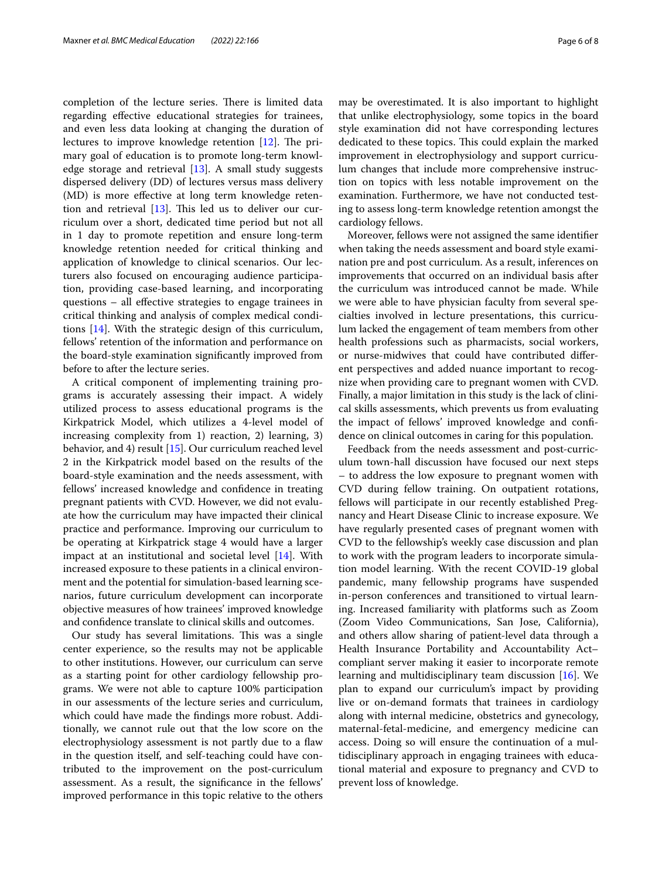completion of the lecture series. There is limited data regarding effective educational strategies for trainees, and even less data looking at changing the duration of lectures to improve knowledge retention [12]. The primary goal of education is to promote long-term knowledge storage and retrieval [13]. A small study suggests dispersed delivery (DD) of lectures versus mass delivery (MD) is more effective at long term knowledge retention and retrieval [13]. This led us to deliver our curriculum over a short, dedicated time period but not all in 1 day to promote repetition and ensure long-term knowledge retention needed for critical thinking and application of knowledge to clinical scenarios. Our lecturers also focused on encouraging audience participation, providing case-based learning, and incorporating questions – all effective strategies to engage trainees in critical thinking and analysis of complex medical conditions [14]. With the strategic design of this curriculum, fellows' retention of the information and performance on the board-style examination significantly improved from before to after the lecture series.

A critical component of implementing training programs is accurately assessing their impact. A widely utilized process to assess educational programs is the Kirkpatrick Model, which utilizes a 4-level model of increasing complexity from 1) reaction, 2) learning, 3) behavior, and 4) result [15]. Our curriculum reached level 2 in the Kirkpatrick model based on the results of the board-style examination and the needs assessment, with fellows' increased knowledge and confidence in treating pregnant patients with CVD. However, we did not evaluate how the curriculum may have impacted their clinical practice and performance. Improving our curriculum to be operating at Kirkpatrick stage 4 would have a larger impact at an institutional and societal level [14]. With increased exposure to these patients in a clinical environment and the potential for simulation-based learning scenarios, future curriculum development can incorporate objective measures of how trainees' improved knowledge and confidence translate to clinical skills and outcomes.

Our study has several limitations. This was a single center experience, so the results may not be applicable to other institutions. However, our curriculum can serve as a starting point for other cardiology fellowship programs. We were not able to capture 100% participation in our assessments of the lecture series and curriculum, which could have made the findings more robust. Additionally, we cannot rule out that the low score on the electrophysiology assessment is not partly due to a flaw in the question itself, and self-teaching could have contributed to the improvement on the post-curriculum assessment. As a result, the significance in the fellows' improved performance in this topic relative to the others may be overestimated. It is also important to highlight that unlike electrophysiology, some topics in the board style examination did not have corresponding lectures dedicated to these topics. This could explain the marked improvement in electrophysiology and support curriculum changes that include more comprehensive instruction on topics with less notable improvement on the examination. Furthermore, we have not conducted testing to assess long-term knowledge retention amongst the cardiology fellows.

Moreover, fellows were not assigned the same identifier when taking the needs assessment and board style examination pre and post curriculum. As a result, inferences on improvements that occurred on an individual basis after the curriculum was introduced cannot be made. While we were able to have physician faculty from several specialties involved in lecture presentations, this curriculum lacked the engagement of team members from other health professions such as pharmacists, social workers, or nurse-midwives that could have contributed different perspectives and added nuance important to recognize when providing care to pregnant women with CVD. Finally, a major limitation in this study is the lack of clinical skills assessments, which prevents us from evaluating the impact of fellows' improved knowledge and confidence on clinical outcomes in caring for this population.

Feedback from the needs assessment and post-curriculum town-hall discussion have focused our next steps – to address the low exposure to pregnant women with CVD during fellow training. On outpatient rotations, fellows will participate in our recently established Pregnancy and Heart Disease Clinic to increase exposure. We have regularly presented cases of pregnant women with CVD to the fellowship's weekly case discussion and plan to work with the program leaders to incorporate simulation model learning. With the recent COVID-19 global pandemic, many fellowship programs have suspended in-person conferences and transitioned to virtual learning. Increased familiarity with platforms such as Zoom (Zoom Video Communications, San Jose, California), and others allow sharing of patient-level data through a Health Insurance Portability and Accountability Act–compliant server making it easier to incorporate remote learning and multidisciplinary team discussion [16]. We plan to expand our curriculum's impact by providing live or on-demand formats that trainees in cardiology along with internal medicine, obstetrics and gynecology, maternal-fetal-medicine, and emergency medicine can access. Doing so will ensure the continuation of a multidisciplinary approach in engaging trainees with educational material and exposure to pregnancy and CVD to prevent loss of knowledge.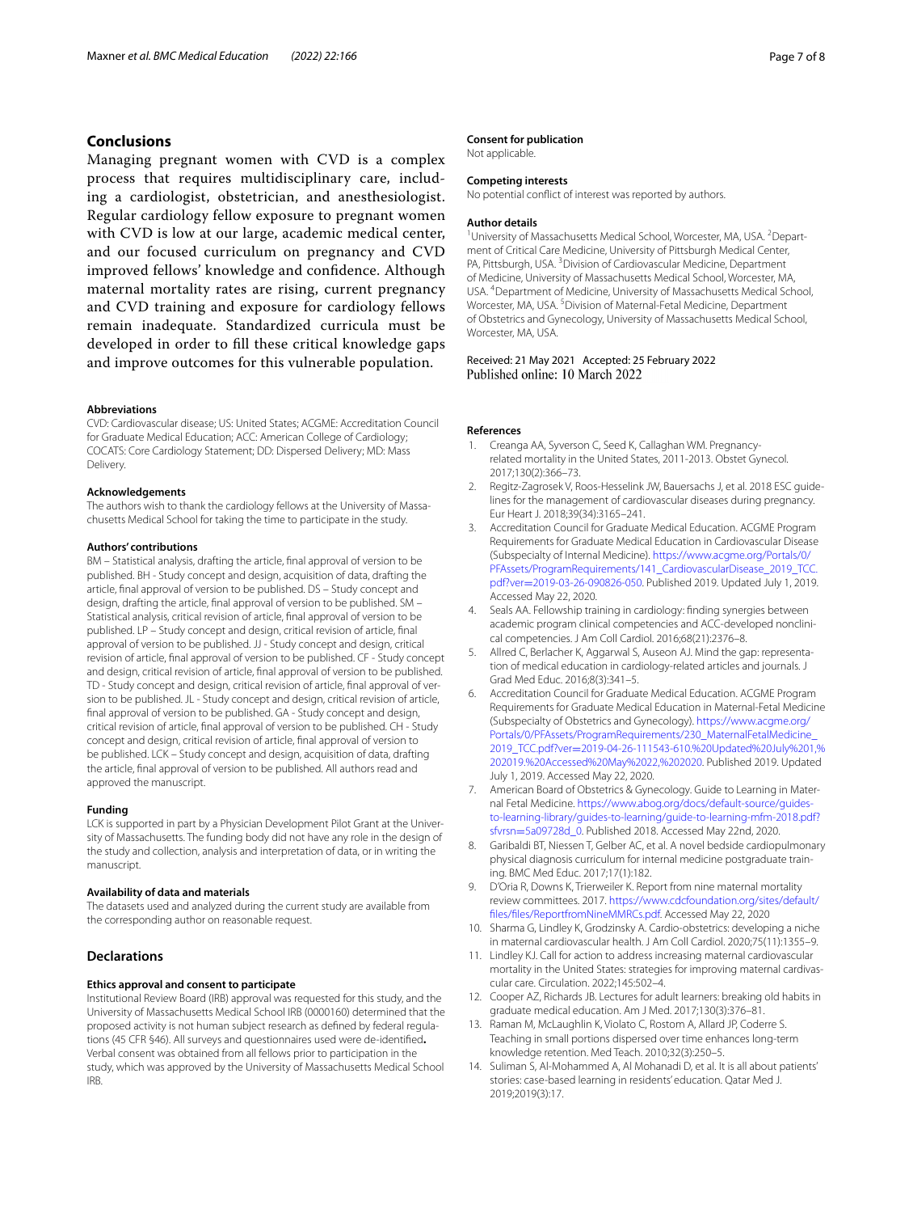## Conclusions

Managing pregnant women with CVD is a complex process that requires multidisciplinary care, including a cardiologist, obstetrician, and anesthesiologist. Regular cardiology fellow exposure to pregnant women with CVD is low at our large, academic medical center, and our focused curriculum on pregnancy and CVD improved fellows' knowledge and confidence. Although maternal mortality rates are rising, current pregnancy and CVD training and exposure for cardiology fellows remain inadequate. Standardized curricula must be developed in order to fill these critical knowledge gaps and improve outcomes for this vulnerable population.

#### Abbreviations

CVD: Cardiovascular disease; US: United States; ACGME: Accreditation Council for Graduate Medical Education; ACC: American College of Cardiology; COCATS: Core Cardiology Statement; DD: Dispersed Delivery; MD: Mass Delivery.

#### Acknowledgements

The authors wish to thank the cardiology fellows at the University of Massachusetts Medical School for taking the time to participate in the study.

#### Authors' contributions

BM – Statistical analysis, drafting the article, final approval of version to be published. BH - Study concept and design, acquisition of data, drafting the article, final approval of version to be published. DS – Study concept and design, drafting the article, final approval of version to be published. SM – Statistical analysis, critical revision of article, final approval of version to be published. LP – Study concept and design, critical revision of article, final approval of version to be published. JJ - Study concept and design, critical revision of article, final approval of version to be published. CF - Study concept and design, critical revision of article, final approval of version to be published. TD - Study concept and design, critical revision of article, final approval of version to be published. JL - Study concept and design, critical revision of article, final approval of version to be published. GA - Study concept and design, critical revision of article, final approval of version to be published. CH - Study concept and design, critical revision of article, final approval of version to be published. LCK – Study concept and design, acquisition of data, drafting the article, final approval of version to be published. All authors read and approved the manuscript.

#### Funding

LCK is supported in part by a Physician Development Pilot Grant at the University of Massachusetts. The funding body did not have any role in the design of the study and collection, analysis and interpretation of data, or in writing the manuscript.

#### Availability of data and materials

The datasets used and analyzed during the current study are available from the corresponding author on reasonable request.

### Declarations

#### Ethics approval and consent to participate

Institutional Review Board (IRB) approval was requested for this study, and the University of Massachusetts Medical School IRB (0000160) determined that the proposed activity is not human subject research as defined by federal regulations (45 CFR §46). All surveys and questionnaires used were de-identified**.** Verbal consent was obtained from all fellows prior to participation in the study, which was approved by the University of Massachusetts Medical School IRB.

#### Consent for publication

Not applicable.

#### Competing interests

No potential conflict of interest was reported by authors.

#### Author details

[1]University of Massachusetts Medical School, Worcester, MA, USA. [2]Department of Critical Care Medicine, University of Pittsburgh Medical Center, PA, Pittsburgh, USA. [3]Division of Cardiovascular Medicine, Department of Medicine, University of Massachusetts Medical School, Worcester, MA, USA. [4]Department of Medicine, University of Massachusetts Medical School, Worcester, MA, USA. [5]Division of Maternal-Fetal Medicine, Department of Obstetrics and Gynecology, University of Massachusetts Medical School, Worcester, MA, USA.

Received: 21 May 2021 Accepted: 25 February 2022
Published online: 10 March 2022

#### References

1. Creanga AA, Syverson C, Seed K, Callaghan WM. Pregnancy-related mortality in the United States, 2011-2013. Obstet Gynecol. 2017;130(2):366–73.
2. Regitz-Zagrosek V, Roos-Hesselink JW, Bauersachs J, et al. 2018 ESC guidelines for the management of cardiovascular diseases during pregnancy. Eur Heart J. 2018;39(34):3165–241.
3. Accreditation Council for Graduate Medical Education. ACGME Program Requirements for Graduate Medical Education in Cardiovascular Disease (Subspecialty of Internal Medicine). https://www.acgme.org/Portals/0/PFAssets/ProgramRequirements/141_CardiovascularDisease_2019_TCC.pdf?ver=2019-03-26-090826-050. Published 2019. Updated July 1, 2019. Accessed May 22, 2020.
4. Seals AA. Fellowship training in cardiology: finding synergies between academic program clinical competencies and ACC-developed nonclinical competencies. J Am Coll Cardiol. 2016;68(21):2376–8.
5. Allred C, Berlacher K, Aggarwal S, Auseon AJ. Mind the gap: representation of medical education in cardiology-related articles and journals. J Grad Med Educ. 2016;8(3):341–5.
6. Accreditation Council for Graduate Medical Education. ACGME Program Requirements for Graduate Medical Education in Maternal-Fetal Medicine (Subspecialty of Obstetrics and Gynecology). https://www.acgme.org/Portals/0/PFAssets/ProgramRequirements/230_MaternalFetalMedicine_2019_TCC.pdf?ver=2019-04-26-111543-610.%20Updated%20July%201,%202019.%20Accessed%20May%2022,%202020. Published 2019. Updated July 1, 2019. Accessed May 22, 2020.
7. American Board of Obstetrics & Gynecology. Guide to Learning in Maternal Fetal Medicine. https://www.abog.org/docs/default-source/guides-to-learning-library/guide-to-learning-mfm-2018.pdf?sfvrsn=5a09728d_0. Published 2018. Accessed May 22nd, 2020.
8. Garibaldi BT, Niessen T, Gelber AC, et al. A novel bedside cardiopulmonary physical diagnosis curriculum for internal medicine postgraduate training. BMC Med Educ. 2017;17(1):182.
9. D'Oria R, Downs K, Trierweiler K. Report from nine maternal mortality review committees. 2017. https://www.cdcfoundation.org/sites/default/files/files/ReportfromNineMMRCs.pdf. Accessed May 22, 2020
10. Sharma G, Lindley K, Grodzinsky A. Cardio-obstetrics: developing a niche in maternal cardiovascular health. J Am Coll Cardiol. 2020;75(11):1355–9.
11. Lindley KJ. Call for action to address increasing maternal cardiovascular mortality in the United States: strategies for improving maternal cardivascular care. Circulation. 2022;145:502–4.
12. Cooper AZ, Richards JB. Lectures for adult learners: breaking old habits in graduate medical education. Am J Med. 2017;130(3):376–81.
13. Raman M, McLaughlin K, Violato C, Rostom A, Allard JP, Coderre S. Teaching in small portions dispersed over time enhances long-term knowledge retention. Med Teach. 2010;32(3):250–5.
14. Suliman S, Al-Mohammed A, Al Mohanadi D, et al. It is all about patients' stories: case-based learning in residents' education. Qatar Med J. 2019;2019(3):17.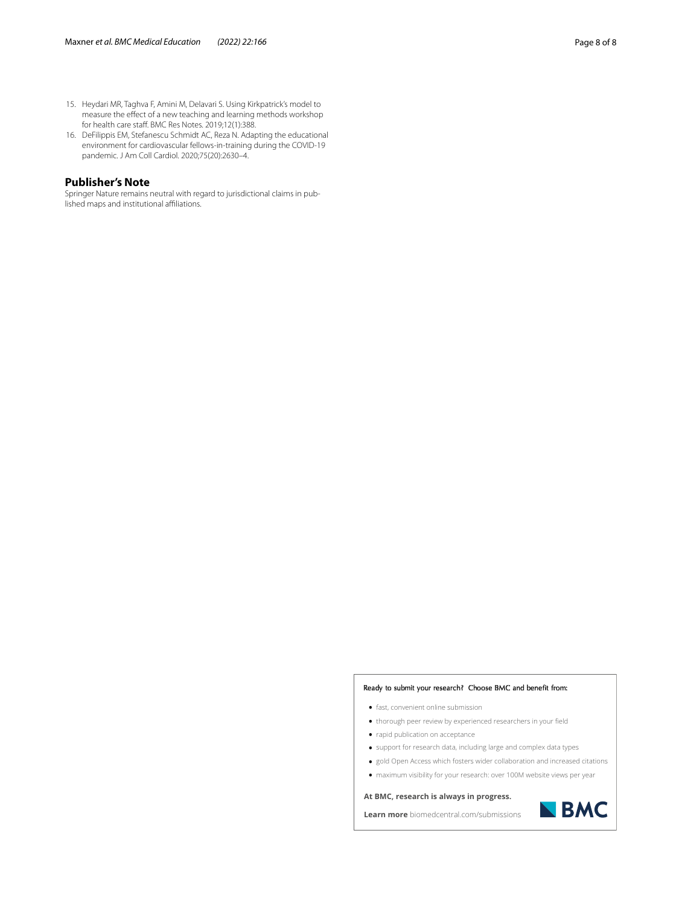15. Heydari MR, Taghva F, Amini M, Delavari S. Using Kirkpatrick's model to measure the effect of a new teaching and learning methods workshop for health care staff. BMC Res Notes. 2019;12(1):388.
16. DeFilippis EM, Stefanescu Schmidt AC, Reza N. Adapting the educational environment for cardiovascular fellows-in-training during the COVID-19 pandemic. J Am Coll Cardiol. 2020;75(20):2630–4.

## Publisher's Note

Springer Nature remains neutral with regard to jurisdictional claims in published maps and institutional affiliations.

Ready to submit your research? Choose BMC and benefit from:

- fast, convenient online submission
- thorough peer review by experienced researchers in your field
- rapid publication on acceptance
- support for research data, including large and complex data types
- gold Open Access which fosters wider collaboration and increased citations
- maximum visibility for your research: over 100M website views per year

**At BMC, research is always in progress.**

**Learn more** biomedcentral.com/submissions

BMC